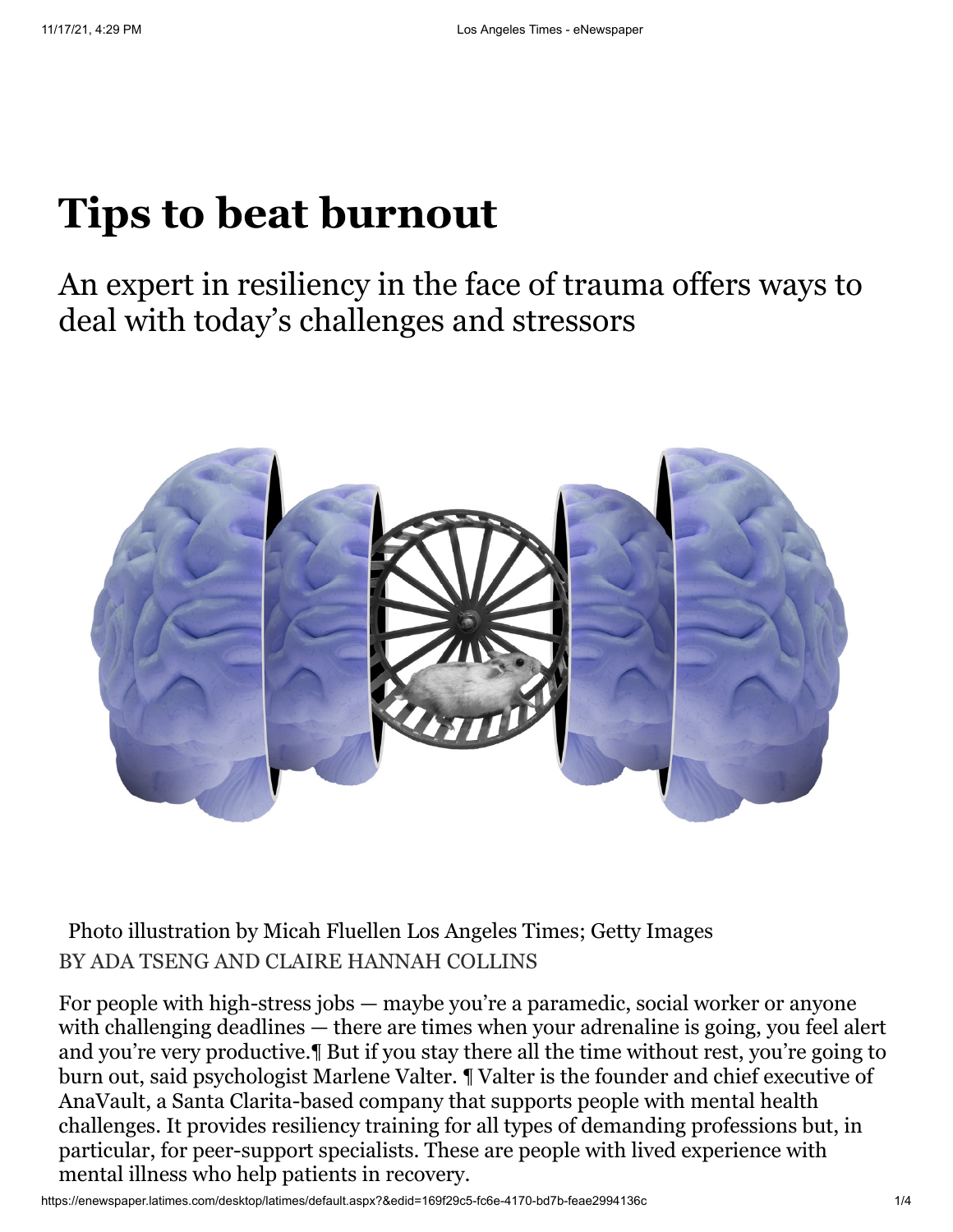# Tips to beat burnout

## An expert in resiliency in the face of trauma offers ways to deal with today's challenges and stressors

Photo illustration by Micah Fluellen Los Angeles Times; Getty Images

BY ADA TSENG AND CLAIRE HANNAH COLLINS

For people with high-stress jobs — maybe you're a paramedic, social worker or anyone with challenging deadlines — there are times when your adrenaline is going, you feel alert and you're very productive.¶ But if you stay there all the time without rest, you're going to burn out, said psychologist Marlene Valter. ¶ Valter is the founder and chief executive of AnaVault, a Santa Clarita-based company that supports people with mental health challenges. It provides resiliency training for all types of demanding professions but, in particular, for peer-support specialists. These are people with lived experience with mental illness who help patients in recovery.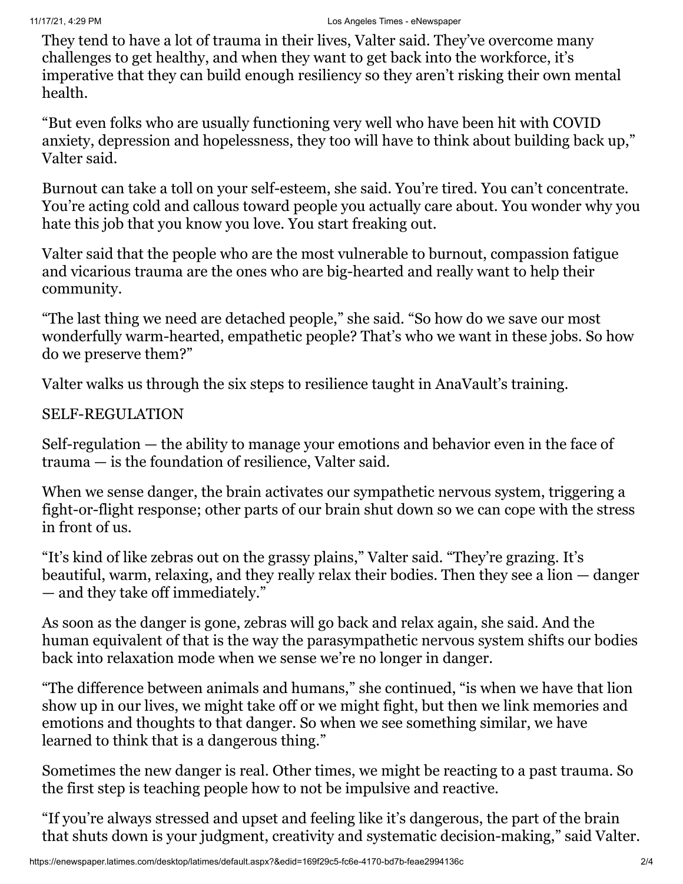They tend to have a lot of trauma in their lives, Valter said. They've overcome many challenges to get healthy, and when they want to get back into the workforce, it's imperative that they can build enough resiliency so they aren't risking their own mental health.

"But even folks who are usually functioning very well who have been hit with COVID anxiety, depression and hopelessness, they too will have to think about building back up," Valter said.

Burnout can take a toll on your self-esteem, she said. You're tired. You can't concentrate. You're acting cold and callous toward people you actually care about. You wonder why you hate this job that you know you love. You start freaking out.

Valter said that the people who are the most vulnerable to burnout, compassion fatigue and vicarious trauma are the ones who are big-hearted and really want to help their community.

"The last thing we need are detached people," she said. "So how do we save our most wonderfully warm-hearted, empathetic people? That's who we want in these jobs. So how do we preserve them?"

Valter walks us through the six steps to resilience taught in AnaVault's training.

## SELF-REGULATION

Self-regulation — the ability to manage your emotions and behavior even in the face of trauma — is the foundation of resilience, Valter said.

When we sense danger, the brain activates our sympathetic nervous system, triggering a fight-or-flight response; other parts of our brain shut down so we can cope with the stress in front of us.

"It's kind of like zebras out on the grassy plains," Valter said. "They're grazing. It's beautiful, warm, relaxing, and they really relax their bodies. Then they see a lion — danger — and they take off immediately."

As soon as the danger is gone, zebras will go back and relax again, she said. And the human equivalent of that is the way the parasympathetic nervous system shifts our bodies back into relaxation mode when we sense we're no longer in danger.

"The difference between animals and humans," she continued, "is when we have that lion show up in our lives, we might take off or we might fight, but then we link memories and emotions and thoughts to that danger. So when we see something similar, we have learned to think that is a dangerous thing."

Sometimes the new danger is real. Other times, we might be reacting to a past trauma. So the first step is teaching people how to not be impulsive and reactive.

"If you're always stressed and upset and feeling like it's dangerous, the part of the brain that shuts down is your judgment, creativity and systematic decision-making," said Valter.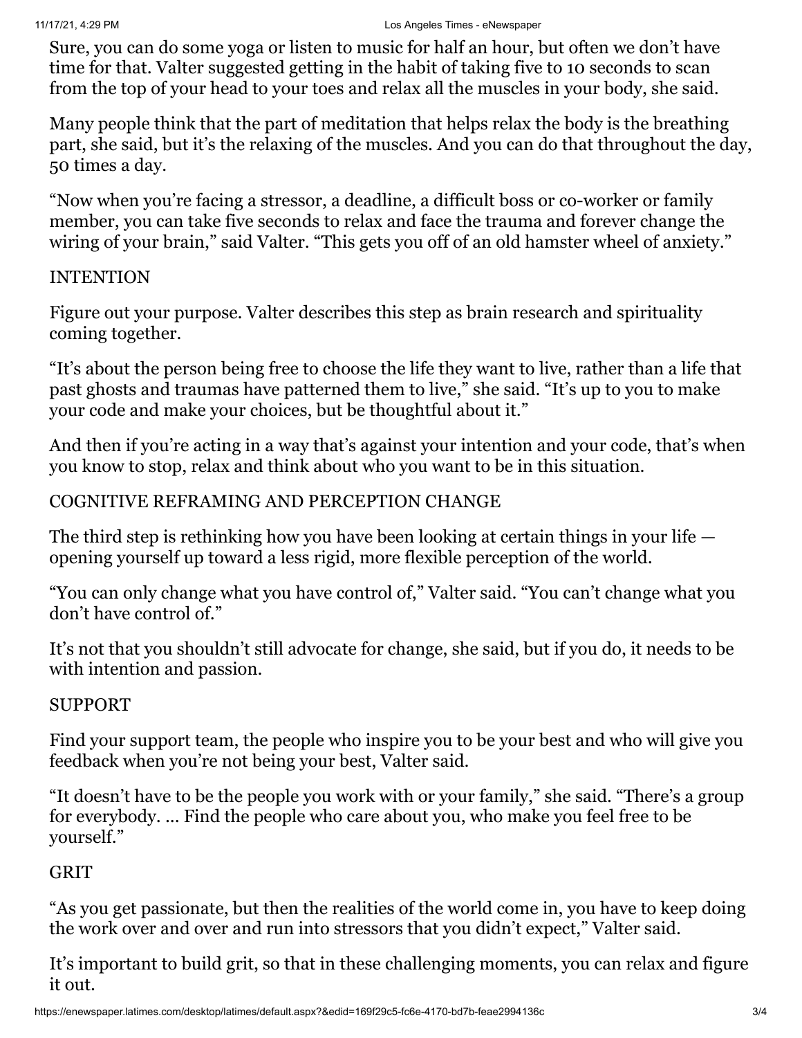Sure, you can do some yoga or listen to music for half an hour, but often we don't have time for that. Valter suggested getting in the habit of taking five to 10 seconds to scan from the top of your head to your toes and relax all the muscles in your body, she said.

Many people think that the part of meditation that helps relax the body is the breathing part, she said, but it's the relaxing of the muscles. And you can do that throughout the day, 50 times a day.

"Now when you're facing a stressor, a deadline, a difficult boss or co-worker or family member, you can take five seconds to relax and face the trauma and forever change the wiring of your brain," said Valter. "This gets you off of an old hamster wheel of anxiety."

## INTENTION

Figure out your purpose. Valter describes this step as brain research and spirituality coming together.

"It's about the person being free to choose the life they want to live, rather than a life that past ghosts and traumas have patterned them to live," she said. "It's up to you to make your code and make your choices, but be thoughtful about it."

And then if you're acting in a way that's against your intention and your code, that's when you know to stop, relax and think about who you want to be in this situation.

## COGNITIVE REFRAMING AND PERCEPTION CHANGE

The third step is rethinking how you have been looking at certain things in your life — opening yourself up toward a less rigid, more flexible perception of the world.

"You can only change what you have control of," Valter said. "You can't change what you don't have control of."

It's not that you shouldn't still advocate for change, she said, but if you do, it needs to be with intention and passion.

## SUPPORT

Find your support team, the people who inspire you to be your best and who will give you feedback when you're not being your best, Valter said.

"It doesn't have to be the people you work with or your family," she said. "There's a group for everybody. ... Find the people who care about you, who make you feel free to be yourself."

## GRIT

"As you get passionate, but then the realities of the world come in, you have to keep doing the work over and over and run into stressors that you didn't expect," Valter said.

It's important to build grit, so that in these challenging moments, you can relax and figure it out.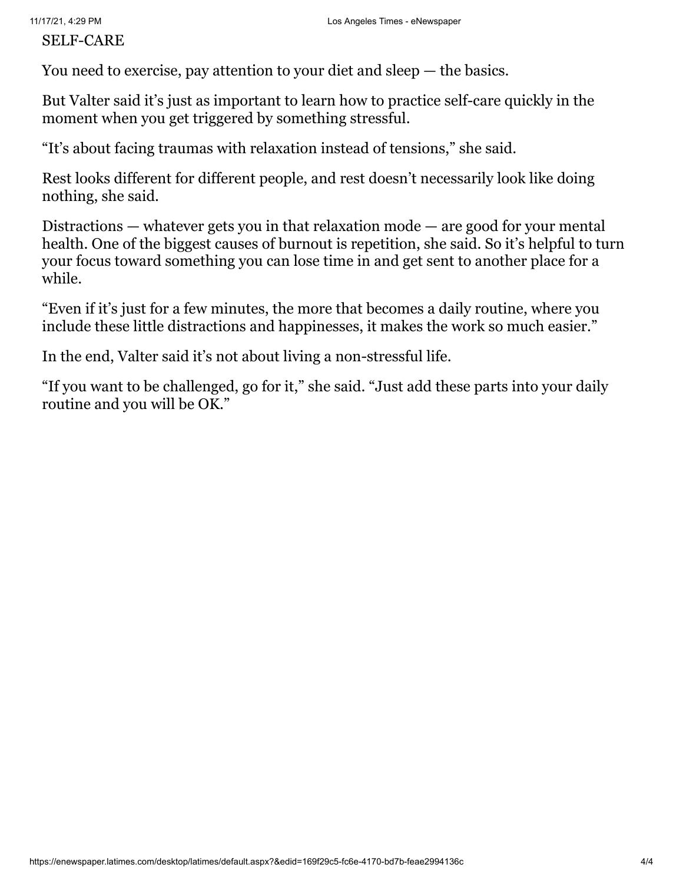## SELF-CARE

You need to exercise, pay attention to your diet and sleep — the basics.

But Valter said it's just as important to learn how to practice self-care quickly in the moment when you get triggered by something stressful.

"It's about facing traumas with relaxation instead of tensions," she said.

Rest looks different for different people, and rest doesn't necessarily look like doing nothing, she said.

Distractions — whatever gets you in that relaxation mode — are good for your mental health. One of the biggest causes of burnout is repetition, she said. So it's helpful to turn your focus toward something you can lose time in and get sent to another place for a while.

"Even if it's just for a few minutes, the more that becomes a daily routine, where you include these little distractions and happinesses, it makes the work so much easier."

In the end, Valter said it's not about living a non-stressful life.

"If you want to be challenged, go for it," she said. "Just add these parts into your daily routine and you will be OK."